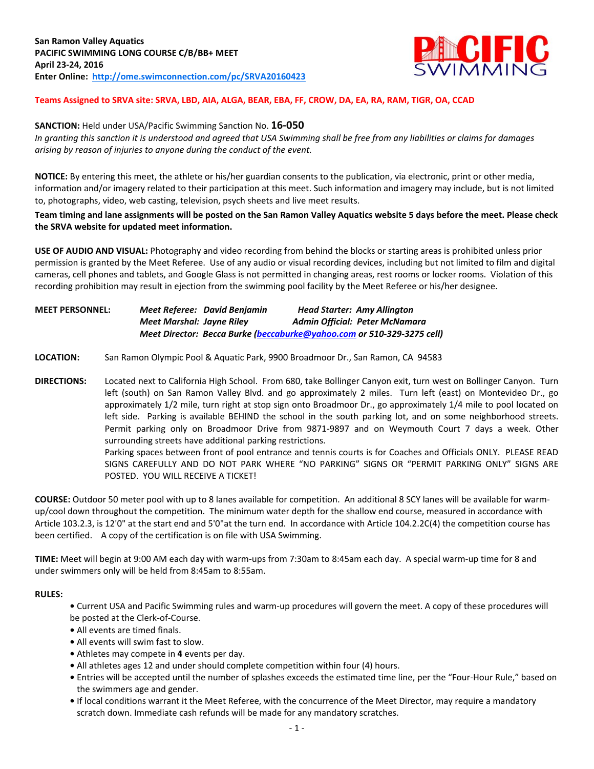**San Ramon Valley Aquatics**
**PACIFIC SWIMMING LONG COURSE C/B/BB+ MEET**
**April 23-24, 2016**
**Enter Online: [http://ome.swimconnection.com/pc/SRVA20160423](http://ome.swimconnection.com/pc/SRVA20160423)**

**Teams Assigned to SRVA site: SRVA, LBD, AIA, ALGA, BEAR, EBA, FF, CROW, DA, EA, RA, RAM, TIGR, OA, CCAD**

**SANCTION:** Held under USA/Pacific Swimming Sanction No. **16-050**
*In granting this sanction it is understood and agreed that USA Swimming shall be free from any liabilities or claims for damages arising by reason of injuries to anyone during the conduct of the event.*

**NOTICE:** By entering this meet, the athlete or his/her guardian consents to the publication, via electronic, print or other media, information and/or imagery related to their participation at this meet. Such information and imagery may include, but is not limited to, photographs, video, web casting, television, psych sheets and live meet results.

**Team timing and lane assignments will be posted on the San Ramon Valley Aquatics website 5 days before the meet. Please check the SRVA website for updated meet information.**

**USE OF AUDIO AND VISUAL:** Photography and video recording from behind the blocks or starting areas is prohibited unless prior permission is granted by the Meet Referee. Use of any audio or visual recording devices, including but not limited to film and digital cameras, cell phones and tablets, and Google Glass is not permitted in changing areas, rest rooms or locker rooms. Violation of this recording prohibition may result in ejection from the swimming pool facility by the Meet Referee or his/her designee.

**MEET PERSONNEL:**
*Meet Referee: David Benjamin* — *Head Starter: Amy Allington*
*Meet Marshal: Jayne Riley* — *Admin Official: Peter McNamara*
*Meet Director: Becca Burke ([beccaburke@yahoo.com](mailto:beccaburke@yahoo.com) or 510-329-3275 cell)*

**LOCATION:** San Ramon Olympic Pool & Aquatic Park, 9900 Broadmoor Dr., San Ramon, CA 94583

**DIRECTIONS:** Located next to California High School. From 680, take Bollinger Canyon exit, turn west on Bollinger Canyon. Turn left (south) on San Ramon Valley Blvd. and go approximately 2 miles. Turn left (east) on Montevideo Dr., go approximately 1/2 mile, turn right at stop sign onto Broadmoor Dr., go approximately 1/4 mile to pool located on left side. Parking is available BEHIND the school in the south parking lot, and on some neighborhood streets. Permit parking only on Broadmoor Drive from 9871-9897 and on Weymouth Court 7 days a week. Other surrounding streets have additional parking restrictions.
Parking spaces between front of pool entrance and tennis courts is for Coaches and Officials ONLY. PLEASE READ SIGNS CAREFULLY AND DO NOT PARK WHERE "NO PARKING" SIGNS OR "PERMIT PARKING ONLY" SIGNS ARE POSTED. YOU WILL RECEIVE A TICKET!

**COURSE:** Outdoor 50 meter pool with up to 8 lanes available for competition. An additional 8 SCY lanes will be available for warm-up/cool down throughout the competition. The minimum water depth for the shallow end course, measured in accordance with Article 103.2.3, is 12'0" at the start end and 5'0"at the turn end. In accordance with Article 104.2.2C(4) the competition course has been certified. A copy of the certification is on file with USA Swimming.

**TIME:** Meet will begin at 9:00 AM each day with warm-ups from 7:30am to 8:45am each day. A special warm-up time for 8 and under swimmers only will be held from 8:45am to 8:55am.

**RULES:**

- Current USA and Pacific Swimming rules and warm-up procedures will govern the meet. A copy of these procedures will be posted at the Clerk-of-Course.
- All events are timed finals.
- All events will swim fast to slow.
- Athletes may compete in **4** events per day.
- All athletes ages 12 and under should complete competition within four (4) hours.
- Entries will be accepted until the number of splashes exceeds the estimated time line, per the "Four-Hour Rule," based on the swimmers age and gender.
- If local conditions warrant it the Meet Referee, with the concurrence of the Meet Director, may require a mandatory scratch down. Immediate cash refunds will be made for any mandatory scratches.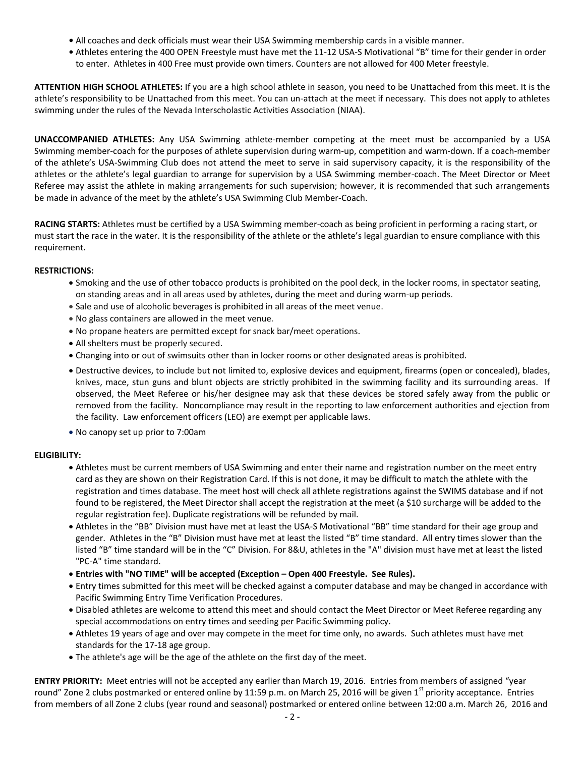- All coaches and deck officials must wear their USA Swimming membership cards in a visible manner.
- Athletes entering the 400 OPEN Freestyle must have met the 11-12 USA-S Motivational "B" time for their gender in order to enter. Athletes in 400 Free must provide own timers. Counters are not allowed for 400 Meter freestyle.

**ATTENTION HIGH SCHOOL ATHLETES:** If you are a high school athlete in season, you need to be Unattached from this meet. It is the athlete's responsibility to be Unattached from this meet. You can un-attach at the meet if necessary. This does not apply to athletes swimming under the rules of the Nevada Interscholastic Activities Association (NIAA).

**UNACCOMPANIED ATHLETES:** Any USA Swimming athlete-member competing at the meet must be accompanied by a USA Swimming member-coach for the purposes of athlete supervision during warm-up, competition and warm-down. If a coach-member of the athlete's USA-Swimming Club does not attend the meet to serve in said supervisory capacity, it is the responsibility of the athletes or the athlete's legal guardian to arrange for supervision by a USA Swimming member-coach. The Meet Director or Meet Referee may assist the athlete in making arrangements for such supervision; however, it is recommended that such arrangements be made in advance of the meet by the athlete's USA Swimming Club Member-Coach.

**RACING STARTS:** Athletes must be certified by a USA Swimming member-coach as being proficient in performing a racing start, or must start the race in the water. It is the responsibility of the athlete or the athlete's legal guardian to ensure compliance with this requirement.

**RESTRICTIONS:**

- Smoking and the use of other tobacco products is prohibited on the pool deck, in the locker rooms, in spectator seating, on standing areas and in all areas used by athletes, during the meet and during warm-up periods.
- Sale and use of alcoholic beverages is prohibited in all areas of the meet venue.
- No glass containers are allowed in the meet venue.
- No propane heaters are permitted except for snack bar/meet operations.
- All shelters must be properly secured.
- Changing into or out of swimsuits other than in locker rooms or other designated areas is prohibited.
- Destructive devices, to include but not limited to, explosive devices and equipment, firearms (open or concealed), blades, knives, mace, stun guns and blunt objects are strictly prohibited in the swimming facility and its surrounding areas. If observed, the Meet Referee or his/her designee may ask that these devices be stored safely away from the public or removed from the facility. Noncompliance may result in the reporting to law enforcement authorities and ejection from the facility. Law enforcement officers (LEO) are exempt per applicable laws.
- No canopy set up prior to 7:00am

**ELIGIBILITY:**

- Athletes must be current members of USA Swimming and enter their name and registration number on the meet entry card as they are shown on their Registration Card. If this is not done, it may be difficult to match the athlete with the registration and times database. The meet host will check all athlete registrations against the SWIMS database and if not found to be registered, the Meet Director shall accept the registration at the meet (a $10 surcharge will be added to the regular registration fee). Duplicate registrations will be refunded by mail.
- Athletes in the "BB" Division must have met at least the USA-S Motivational "BB" time standard for their age group and gender. Athletes in the "B" Division must have met at least the listed "B" time standard. All entry times slower than the listed "B" time standard will be in the "C" Division. For 8&U, athletes in the "A" division must have met at least the listed "PC-A" time standard.
- **Entries with "NO TIME" will be accepted (Exception – Open 400 Freestyle. See Rules).**
- Entry times submitted for this meet will be checked against a computer database and may be changed in accordance with Pacific Swimming Entry Time Verification Procedures.
- Disabled athletes are welcome to attend this meet and should contact the Meet Director or Meet Referee regarding any special accommodations on entry times and seeding per Pacific Swimming policy.
- Athletes 19 years of age and over may compete in the meet for time only, no awards. Such athletes must have met standards for the 17-18 age group.
- The athlete's age will be the age of the athlete on the first day of the meet.

**ENTRY PRIORITY:** Meet entries will not be accepted any earlier than March 19, 2016. Entries from members of assigned "year round" Zone 2 clubs postmarked or entered online by 11:59 p.m. on March 25, 2016 will be given 1st priority acceptance. Entries from members of all Zone 2 clubs (year round and seasonal) postmarked or entered online between 12:00 a.m. March 26, 2016 and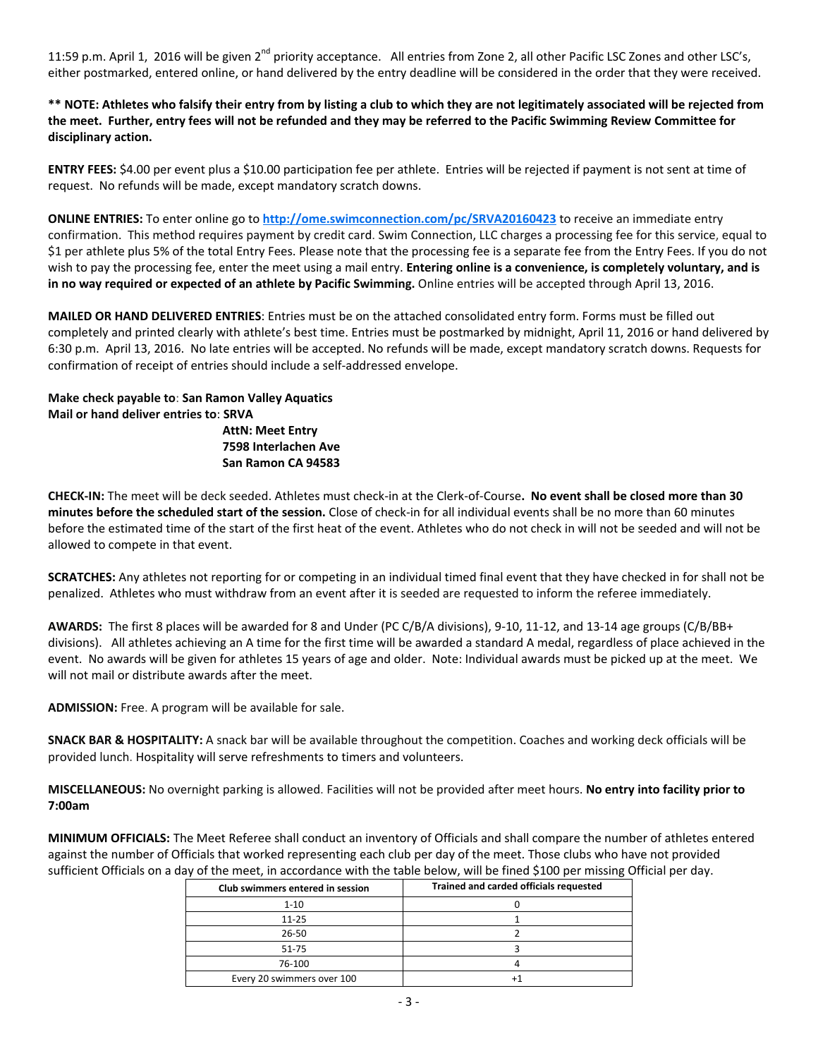11:59 p.m. April 1, 2016 will be given 2nd priority acceptance. All entries from Zone 2, all other Pacific LSC Zones and other LSC's, either postmarked, entered online, or hand delivered by the entry deadline will be considered in the order that they were received.

**\*\* NOTE: Athletes who falsify their entry from by listing a club to which they are not legitimately associated will be rejected from the meet. Further, entry fees will not be refunded and they may be referred to the Pacific Swimming Review Committee for disciplinary action.**

**ENTRY FEES:** $4.00 per event plus a $10.00 participation fee per athlete. Entries will be rejected if payment is not sent at time of request. No refunds will be made, except mandatory scratch downs.

**ONLINE ENTRIES:** To enter online go to **http://ome.swimconnection.com/pc/SRVA20160423** to receive an immediate entry confirmation. This method requires payment by credit card. Swim Connection, LLC charges a processing fee for this service, equal to $1 per athlete plus 5% of the total Entry Fees. Please note that the processing fee is a separate fee from the Entry Fees. If you do not wish to pay the processing fee, enter the meet using a mail entry. **Entering online is a convenience, is completely voluntary, and is in no way required or expected of an athlete by Pacific Swimming.** Online entries will be accepted through April 13, 2016.

**MAILED OR HAND DELIVERED ENTRIES**: Entries must be on the attached consolidated entry form. Forms must be filled out completely and printed clearly with athlete's best time. Entries must be postmarked by midnight, April 11, 2016 or hand delivered by 6:30 p.m. April 13, 2016. No late entries will be accepted. No refunds will be made, except mandatory scratch downs. Requests for confirmation of receipt of entries should include a self-addressed envelope.

**Make check payable to**: **San Ramon Valley Aquatics**
**Mail or hand deliver entries to**: **SRVA**
**AttN: Meet Entry**
**7598 Interlachen Ave**
**San Ramon CA 94583**

**CHECK-IN:** The meet will be deck seeded. Athletes must check-in at the Clerk-of-Course**. No event shall be closed more than 30 minutes before the scheduled start of the session.** Close of check-in for all individual events shall be no more than 60 minutes before the estimated time of the start of the first heat of the event. Athletes who do not check in will not be seeded and will not be allowed to compete in that event.

**SCRATCHES:** Any athletes not reporting for or competing in an individual timed final event that they have checked in for shall not be penalized. Athletes who must withdraw from an event after it is seeded are requested to inform the referee immediately.

**AWARDS:** The first 8 places will be awarded for 8 and Under (PC C/B/A divisions), 9-10, 11-12, and 13-14 age groups (C/B/BB+ divisions). All athletes achieving an A time for the first time will be awarded a standard A medal, regardless of place achieved in the event. No awards will be given for athletes 15 years of age and older. Note: Individual awards must be picked up at the meet. We will not mail or distribute awards after the meet.

**ADMISSION:** Free. A program will be available for sale.

**SNACK BAR & HOSPITALITY:** A snack bar will be available throughout the competition. Coaches and working deck officials will be provided lunch. Hospitality will serve refreshments to timers and volunteers.

**MISCELLANEOUS:** No overnight parking is allowed. Facilities will not be provided after meet hours. **No entry into facility prior to 7:00am**

**MINIMUM OFFICIALS:** The Meet Referee shall conduct an inventory of Officials and shall compare the number of athletes entered against the number of Officials that worked representing each club per day of the meet. Those clubs who have not provided sufficient Officials on a day of the meet, in accordance with the table below, will be fined $100 per missing Official per day.

| Club swimmers entered in session | Trained and carded officials requested |
|---|---|
| 1-10 | 0 |
| 11-25 | 1 |
| 26-50 | 2 |
| 51-75 | 3 |
| 76-100 | 4 |
| Every 20 swimmers over 100 | +1 |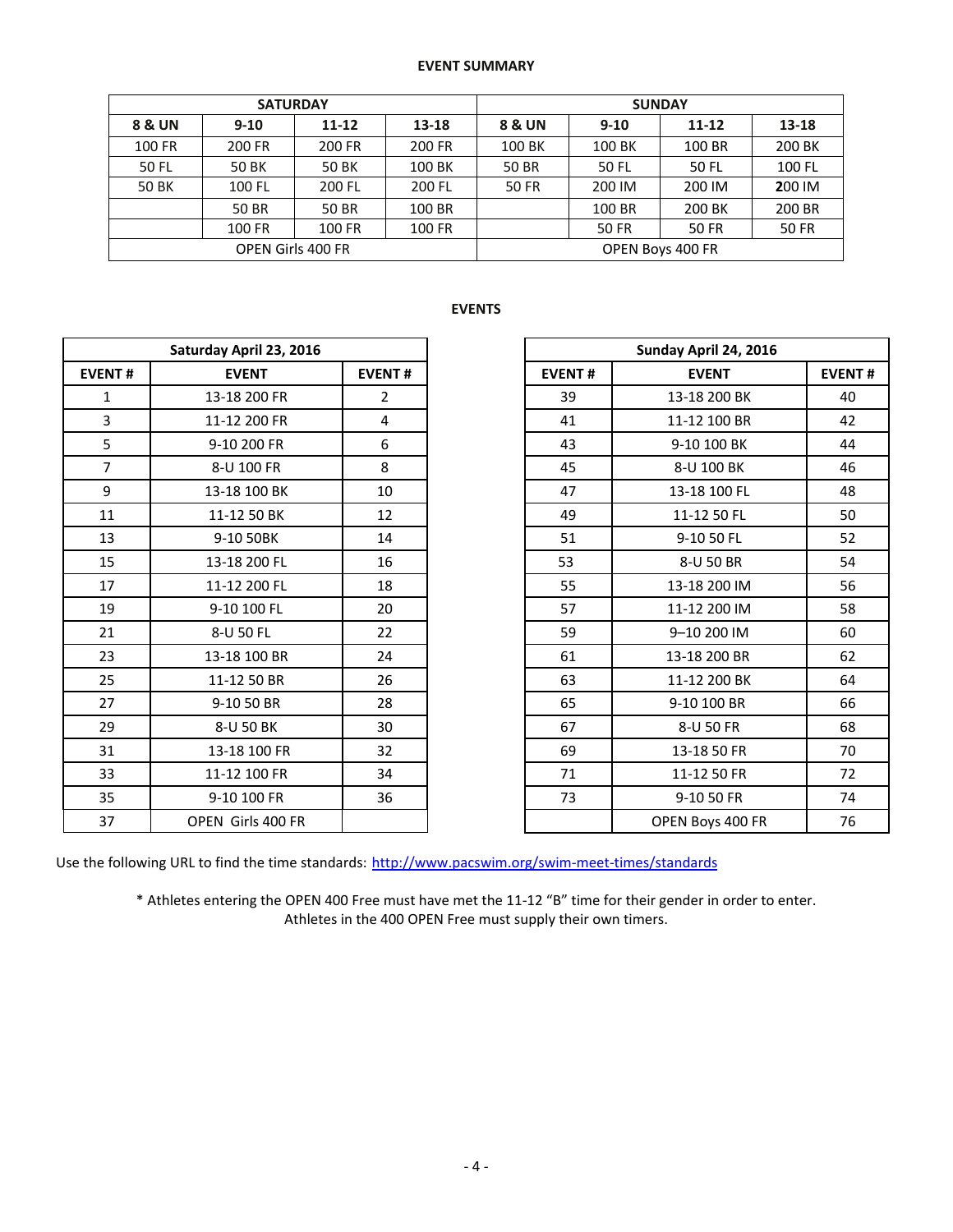**EVENT SUMMARY**

| SATURDAY | | | | SUNDAY | | | |
|---|---|---|---|---|---|---|---|
| **8 & UN** | **9-10** | **11-12** | **13-18** | **8 & UN** | **9-10** | **11-12** | **13-18** |
| 100 FR | 200 FR | 200 FR | 200 FR | 100 BK | 100 BK | 100 BR | 200 BK |
| 50 FL | 50 BK | 50 BK | 100 BK | 50 BR | 50 FL | 50 FL | 100 FL |
| 50 BK | 100 FL | 200 FL | 200 FL | 50 FR | 200 IM | 200 IM | 200 IM |
| | 50 BR | 50 BR | 100 BR | | 100 BR | 200 BK | 200 BR |
| | 100 FR | 100 FR | 100 FR | | 50 FR | 50 FR | 50 FR |
| OPEN Girls 400 FR | | | | OPEN Boys 400 FR | | | |

**EVENTS**

| Saturday April 23, 2016 | | |
|---|---|---|
| **EVENT #** | **EVENT** | **EVENT #** |
| 1 | 13-18 200 FR | 2 |
| 3 | 11-12 200 FR | 4 |
| 5 | 9-10 200 FR | 6 |
| 7 | 8-U 100 FR | 8 |
| 9 | 13-18 100 BK | 10 |
| 11 | 11-12 50 BK | 12 |
| 13 | 9-10 50BK | 14 |
| 15 | 13-18 200 FL | 16 |
| 17 | 11-12 200 FL | 18 |
| 19 | 9-10 100 FL | 20 |
| 21 | 8-U 50 FL | 22 |
| 23 | 13-18 100 BR | 24 |
| 25 | 11-12 50 BR | 26 |
| 27 | 9-10 50 BR | 28 |
| 29 | 8-U 50 BK | 30 |
| 31 | 13-18 100 FR | 32 |
| 33 | 11-12 100 FR | 34 |
| 35 | 9-10 100 FR | 36 |
| 37 | OPEN Girls 400 FR | |

| Sunday April 24, 2016 | | |
|---|---|---|
| **EVENT #** | **EVENT** | **EVENT #** |
| 39 | 13-18 200 BK | 40 |
| 41 | 11-12 100 BR | 42 |
| 43 | 9-10 100 BK | 44 |
| 45 | 8-U 100 BK | 46 |
| 47 | 13-18 100 FL | 48 |
| 49 | 11-12 50 FL | 50 |
| 51 | 9-10 50 FL | 52 |
| 53 | 8-U 50 BR | 54 |
| 55 | 13-18 200 IM | 56 |
| 57 | 11-12 200 IM | 58 |
| 59 | 9–10 200 IM | 60 |
| 61 | 13-18 200 BR | 62 |
| 63 | 11-12 200 BK | 64 |
| 65 | 9-10 100 BR | 66 |
| 67 | 8-U 50 FR | 68 |
| 69 | 13-18 50 FR | 70 |
| 71 | 11-12 50 FR | 72 |
| 73 | 9-10 50 FR | 74 |
| | OPEN Boys 400 FR | 76 |

Use the following URL to find the time standards: http://www.pacswim.org/swim-meet-times/standards

* Athletes entering the OPEN 400 Free must have met the 11-12 "B" time for their gender in order to enter.
Athletes in the 400 OPEN Free must supply their own timers.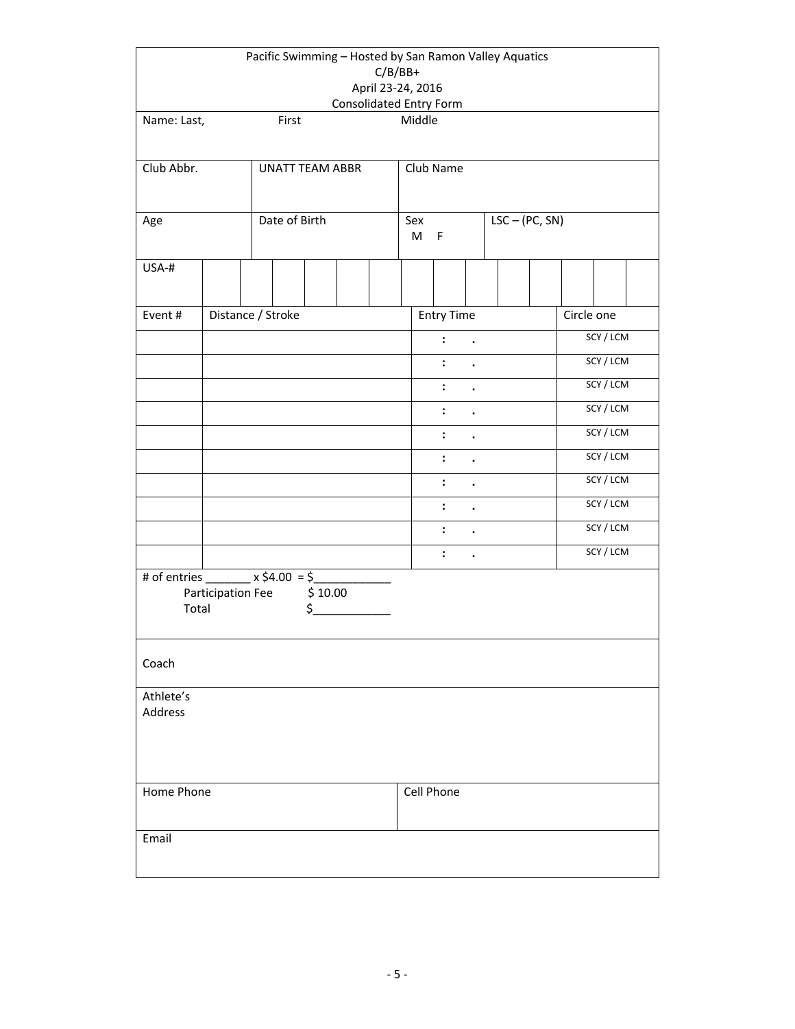Pacific Swimming – Hosted by San Ramon Valley Aquatics
C/B/BB+
April 23-24, 2016
Consolidated Entry Form

| | | | |
|---|---|---|---|
| Name: Last, | First | Middle | |
| Club Abbr. | UNATT TEAM ABBR | Club Name | |
| Age | Date of Birth | Sex<br>M F | LSC – (PC, SN) |

| USA-# | | | | | | | | | | | | | | |
|---|---|---|---|---|---|---|---|---|---|---|---|---|---|---|
| | | | | | | | | | | | | | | |

| Event # | Distance / Stroke | Entry Time | Circle one |
|---|---|---|---|
| | | : . | SCY / LCM |
| | | : . | SCY / LCM |
| | | : . | SCY / LCM |
| | | : . | SCY / LCM |
| | | : . | SCY / LCM |
| | | : . | SCY / LCM |
| | | : . | SCY / LCM |
| | | : . | SCY / LCM |
| | | : . | SCY / LCM |
| | | : . | SCY / LCM |

# of entries _______ x $4.00 = $____________
Participation Fee $ 10.00
Total $____________

Coach

Athlete's Address

| | |
|---|---|
| Home Phone | Cell Phone |

Email